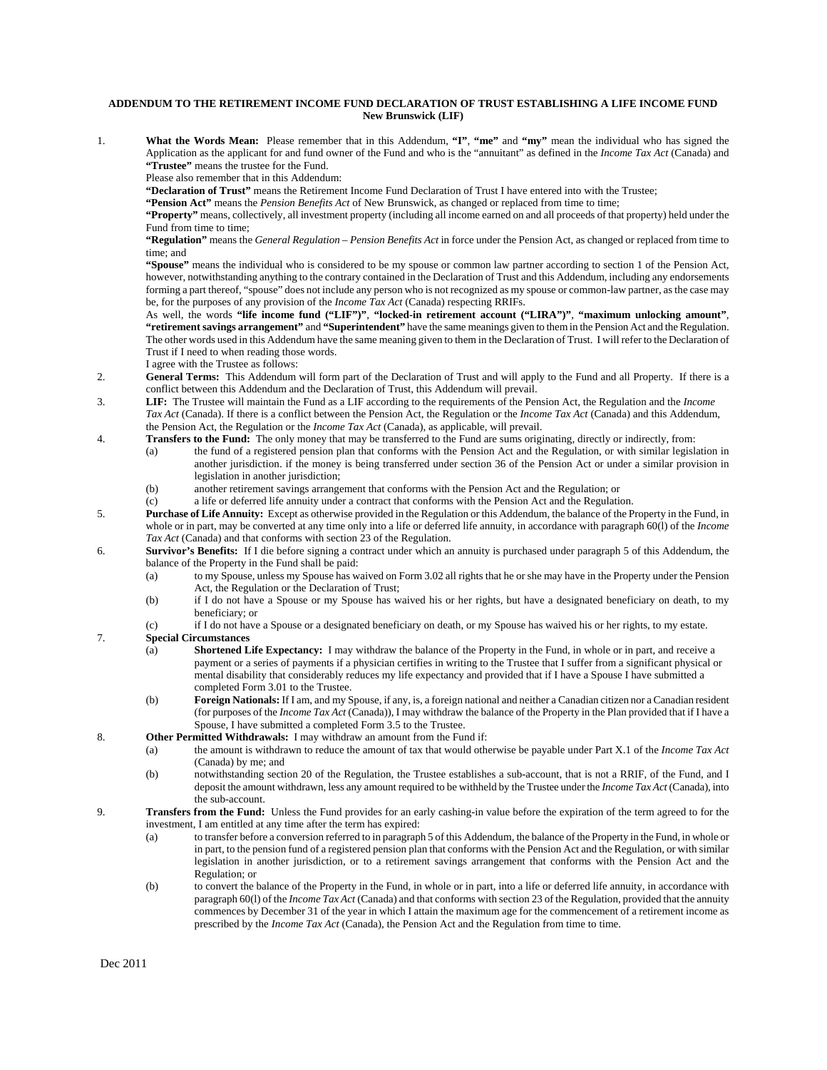**ADDENDUM TO THE RETIREMENT INCOME FUND DECLARATION OF TRUST ESTABLISHING A LIFE INCOME FUND**
**New Brunswick (LIF)**

1. **What the Words Mean:** Please remember that in this Addendum, **"I"**, **"me"** and **"my"** mean the individual who has signed the Application as the applicant for and fund owner of the Fund and who is the "annuitant" as defined in the *Income Tax Act* (Canada) and **"Trustee"** means the trustee for the Fund.

   Please also remember that in this Addendum:

   **"Declaration of Trust"** means the Retirement Income Fund Declaration of Trust I have entered into with the Trustee;

   **"Pension Act"** means the *Pension Benefits Act* of New Brunswick, as changed or replaced from time to time;

   **"Property"** means, collectively, all investment property (including all income earned on and all proceeds of that property) held under the Fund from time to time;

   **"Regulation"** means the *General Regulation – Pension Benefits Act* in force under the Pension Act, as changed or replaced from time to time; and

   **"Spouse"** means the individual who is considered to be my spouse or common law partner according to section 1 of the Pension Act, however, notwithstanding anything to the contrary contained in the Declaration of Trust and this Addendum, including any endorsements forming a part thereof, "spouse" does not include any person who is not recognized as my spouse or common-law partner, as the case may be, for the purposes of any provision of the *Income Tax Act* (Canada) respecting RRIFs.

   As well, the words **"life income fund ("LIF")"**, **"locked-in retirement account ("LIRA")"**, **"maximum unlocking amount"**, **"retirement savings arrangement"** and **"Superintendent"** have the same meanings given to them in the Pension Act and the Regulation. The other words used in this Addendum have the same meaning given to them in the Declaration of Trust. I will refer to the Declaration of Trust if I need to when reading those words.

   I agree with the Trustee as follows:

2. **General Terms:** This Addendum will form part of the Declaration of Trust and will apply to the Fund and all Property. If there is a conflict between this Addendum and the Declaration of Trust, this Addendum will prevail.

3. **LIF:** The Trustee will maintain the Fund as a LIF according to the requirements of the Pension Act, the Regulation and the *Income Tax Act* (Canada). If there is a conflict between the Pension Act, the Regulation or the *Income Tax Act* (Canada) and this Addendum, the Pension Act, the Regulation or the *Income Tax Act* (Canada), as applicable, will prevail.

4. **Transfers to the Fund:** The only money that may be transferred to the Fund are sums originating, directly or indirectly, from:
   (a) the fund of a registered pension plan that conforms with the Pension Act and the Regulation, or with similar legislation in another jurisdiction. if the money is being transferred under section 36 of the Pension Act or under a similar provision in legislation in another jurisdiction;
   (b) another retirement savings arrangement that conforms with the Pension Act and the Regulation; or
   (c) a life or deferred life annuity under a contract that conforms with the Pension Act and the Regulation.

5. **Purchase of Life Annuity:** Except as otherwise provided in the Regulation or this Addendum, the balance of the Property in the Fund, in whole or in part, may be converted at any time only into a life or deferred life annuity, in accordance with paragraph 60(l) of the *Income Tax Act* (Canada) and that conforms with section 23 of the Regulation.

6. **Survivor's Benefits:** If I die before signing a contract under which an annuity is purchased under paragraph 5 of this Addendum, the balance of the Property in the Fund shall be paid:
   (a) to my Spouse, unless my Spouse has waived on Form 3.02 all rights that he or she may have in the Property under the Pension Act, the Regulation or the Declaration of Trust;
   (b) if I do not have a Spouse or my Spouse has waived his or her rights, but have a designated beneficiary on death, to my beneficiary; or
   (c) if I do not have a Spouse or a designated beneficiary on death, or my Spouse has waived his or her rights, to my estate.

7. **Special Circumstances**
   (a) **Shortened Life Expectancy:** I may withdraw the balance of the Property in the Fund, in whole or in part, and receive a payment or a series of payments if a physician certifies in writing to the Trustee that I suffer from a significant physical or mental disability that considerably reduces my life expectancy and provided that if I have a Spouse I have submitted a completed Form 3.01 to the Trustee.
   (b) **Foreign Nationals:** If I am, and my Spouse, if any, is, a foreign national and neither a Canadian citizen nor a Canadian resident (for purposes of the *Income Tax Act* (Canada)), I may withdraw the balance of the Property in the Plan provided that if I have a Spouse, I have submitted a completed Form 3.5 to the Trustee.

8. **Other Permitted Withdrawals:** I may withdraw an amount from the Fund if:
   (a) the amount is withdrawn to reduce the amount of tax that would otherwise be payable under Part X.1 of the *Income Tax Act* (Canada) by me; and
   (b) notwithstanding section 20 of the Regulation, the Trustee establishes a sub-account, that is not a RRIF, of the Fund, and I deposit the amount withdrawn, less any amount required to be withheld by the Trustee under the *Income Tax Act* (Canada), into the sub-account.

9. **Transfers from the Fund:** Unless the Fund provides for an early cashing-in value before the expiration of the term agreed to for the investment, I am entitled at any time after the term has expired:
   (a) to transfer before a conversion referred to in paragraph 5 of this Addendum, the balance of the Property in the Fund, in whole or in part, to the pension fund of a registered pension plan that conforms with the Pension Act and the Regulation, or with similar legislation in another jurisdiction, or to a retirement savings arrangement that conforms with the Pension Act and the Regulation; or
   (b) to convert the balance of the Property in the Fund, in whole or in part, into a life or deferred life annuity, in accordance with paragraph 60(l) of the *Income Tax Act* (Canada) and that conforms with section 23 of the Regulation, provided that the annuity commences by December 31 of the year in which I attain the maximum age for the commencement of a retirement income as prescribed by the *Income Tax Act* (Canada), the Pension Act and the Regulation from time to time.

Dec 2011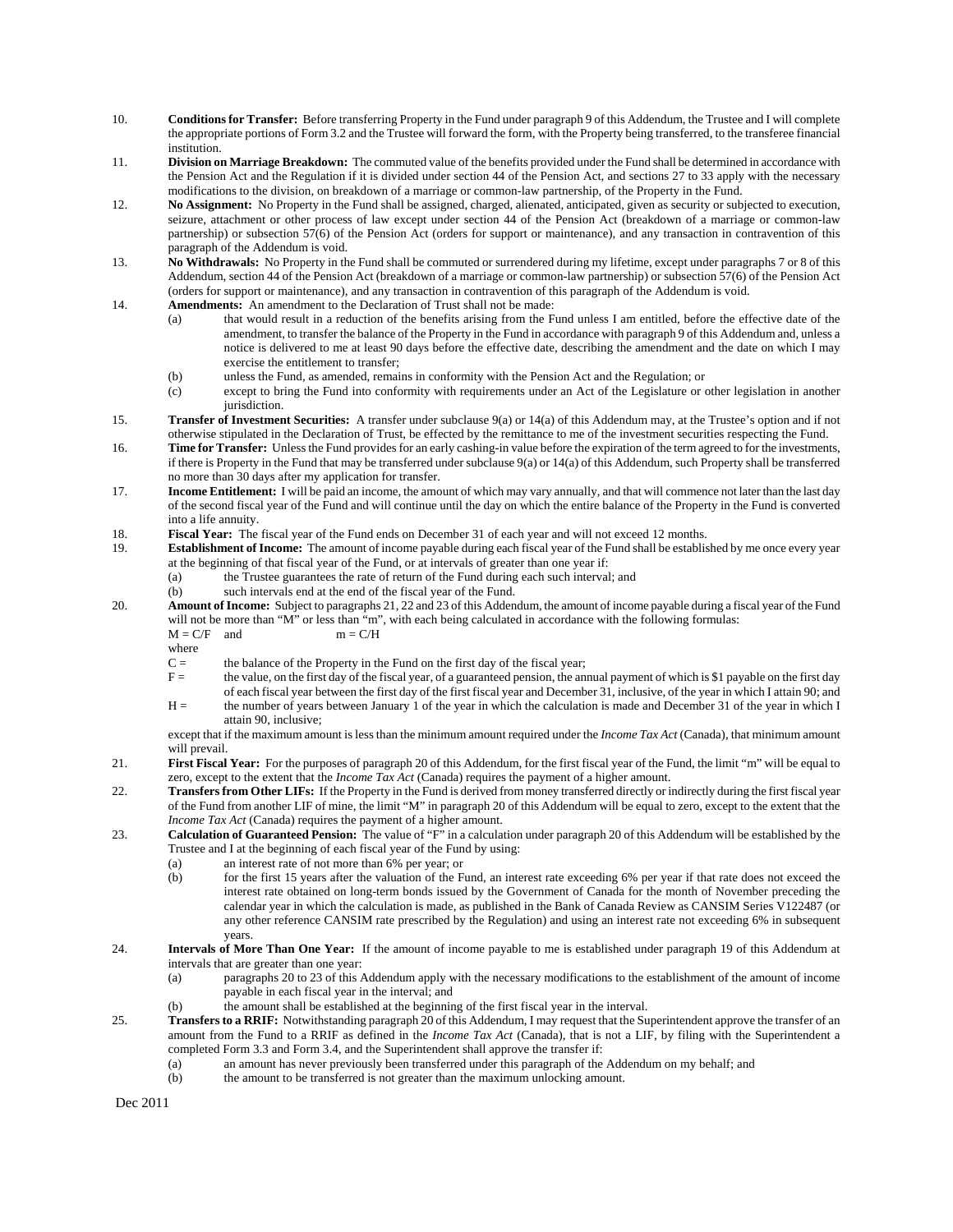10. **Conditions for Transfer:** Before transferring Property in the Fund under paragraph 9 of this Addendum, the Trustee and I will complete the appropriate portions of Form 3.2 and the Trustee will forward the form, with the Property being transferred, to the transferee financial institution.

11. **Division on Marriage Breakdown:** The commuted value of the benefits provided under the Fund shall be determined in accordance with the Pension Act and the Regulation if it is divided under section 44 of the Pension Act, and sections 27 to 33 apply with the necessary modifications to the division, on breakdown of a marriage or common-law partnership, of the Property in the Fund.

12. **No Assignment:** No Property in the Fund shall be assigned, charged, alienated, anticipated, given as security or subjected to execution, seizure, attachment or other process of law except under section 44 of the Pension Act (breakdown of a marriage or common-law partnership) or subsection 57(6) of the Pension Act (orders for support or maintenance), and any transaction in contravention of this paragraph of the Addendum is void.

13. **No Withdrawals:** No Property in the Fund shall be commuted or surrendered during my lifetime, except under paragraphs 7 or 8 of this Addendum, section 44 of the Pension Act (breakdown of a marriage or common-law partnership) or subsection 57(6) of the Pension Act (orders for support or maintenance), and any transaction in contravention of this paragraph of the Addendum is void.

14. **Amendments:** An amendment to the Declaration of Trust shall not be made:
    (a) that would result in a reduction of the benefits arising from the Fund unless I am entitled, before the effective date of the amendment, to transfer the balance of the Property in the Fund in accordance with paragraph 9 of this Addendum and, unless a notice is delivered to me at least 90 days before the effective date, describing the amendment and the date on which I may exercise the entitlement to transfer;
    (b) unless the Fund, as amended, remains in conformity with the Pension Act and the Regulation; or
    (c) except to bring the Fund into conformity with requirements under an Act of the Legislature or other legislation in another jurisdiction.

15. **Transfer of Investment Securities:** A transfer under subclause 9(a) or 14(a) of this Addendum may, at the Trustee's option and if not otherwise stipulated in the Declaration of Trust, be effected by the remittance to me of the investment securities respecting the Fund.

16. **Time for Transfer:** Unless the Fund provides for an early cashing-in value before the expiration of the term agreed to for the investments, if there is Property in the Fund that may be transferred under subclause 9(a) or 14(a) of this Addendum, such Property shall be transferred no more than 30 days after my application for transfer.

17. **Income Entitlement:** I will be paid an income, the amount of which may vary annually, and that will commence not later than the last day of the second fiscal year of the Fund and will continue until the day on which the entire balance of the Property in the Fund is converted into a life annuity.

18. **Fiscal Year:** The fiscal year of the Fund ends on December 31 of each year and will not exceed 12 months.

19. **Establishment of Income:** The amount of income payable during each fiscal year of the Fund shall be established by me once every year at the beginning of that fiscal year of the Fund, or at intervals of greater than one year if:
    (a) the Trustee guarantees the rate of return of the Fund during each such interval; and
    (b) such intervals end at the end of the fiscal year of the Fund.

20. **Amount of Income:** Subject to paragraphs 21, 22 and 23 of this Addendum, the amount of income payable during a fiscal year of the Fund will not be more than "M" or less than "m", with each being calculated in accordance with the following formulas:

    $M = C/F$ and $m = C/H$

    where

    C = the balance of the Property in the Fund on the first day of the fiscal year;

    F = the value, on the first day of the fiscal year, of a guaranteed pension, the annual payment of which is $1 payable on the first day of each fiscal year between the first day of the first fiscal year and December 31, inclusive, of the year in which I attain 90; and

    H = the number of years between January 1 of the year in which the calculation is made and December 31 of the year in which I attain 90, inclusive;

    except that if the maximum amount is less than the minimum amount required under the *Income Tax Act* (Canada), that minimum amount will prevail.

21. **First Fiscal Year:** For the purposes of paragraph 20 of this Addendum, for the first fiscal year of the Fund, the limit "m" will be equal to zero, except to the extent that the *Income Tax Act* (Canada) requires the payment of a higher amount.

22. **Transfers from Other LIFs:** If the Property in the Fund is derived from money transferred directly or indirectly during the first fiscal year of the Fund from another LIF of mine, the limit "M" in paragraph 20 of this Addendum will be equal to zero, except to the extent that the *Income Tax Act* (Canada) requires the payment of a higher amount.

23. **Calculation of Guaranteed Pension:** The value of "F" in a calculation under paragraph 20 of this Addendum will be established by the Trustee and I at the beginning of each fiscal year of the Fund by using:
    (a) an interest rate of not more than 6% per year; or
    (b) for the first 15 years after the valuation of the Fund, an interest rate exceeding 6% per year if that rate does not exceed the interest rate obtained on long-term bonds issued by the Government of Canada for the month of November preceding the calendar year in which the calculation is made, as published in the Bank of Canada Review as CANSIM Series V122487 (or any other reference CANSIM rate prescribed by the Regulation) and using an interest rate not exceeding 6% in subsequent years.

24. **Intervals of More Than One Year:** If the amount of income payable to me is established under paragraph 19 of this Addendum at intervals that are greater than one year:
    (a) paragraphs 20 to 23 of this Addendum apply with the necessary modifications to the establishment of the amount of income payable in each fiscal year in the interval; and
    (b) the amount shall be established at the beginning of the first fiscal year in the interval.

25. **Transfers to a RRIF:** Notwithstanding paragraph 20 of this Addendum, I may request that the Superintendent approve the transfer of an amount from the Fund to a RRIF as defined in the *Income Tax Act* (Canada), that is not a LIF, by filing with the Superintendent a completed Form 3.3 and Form 3.4, and the Superintendent shall approve the transfer if:
    (a) an amount has never previously been transferred under this paragraph of the Addendum on my behalf; and
    (b) the amount to be transferred is not greater than the maximum unlocking amount.

Dec 2011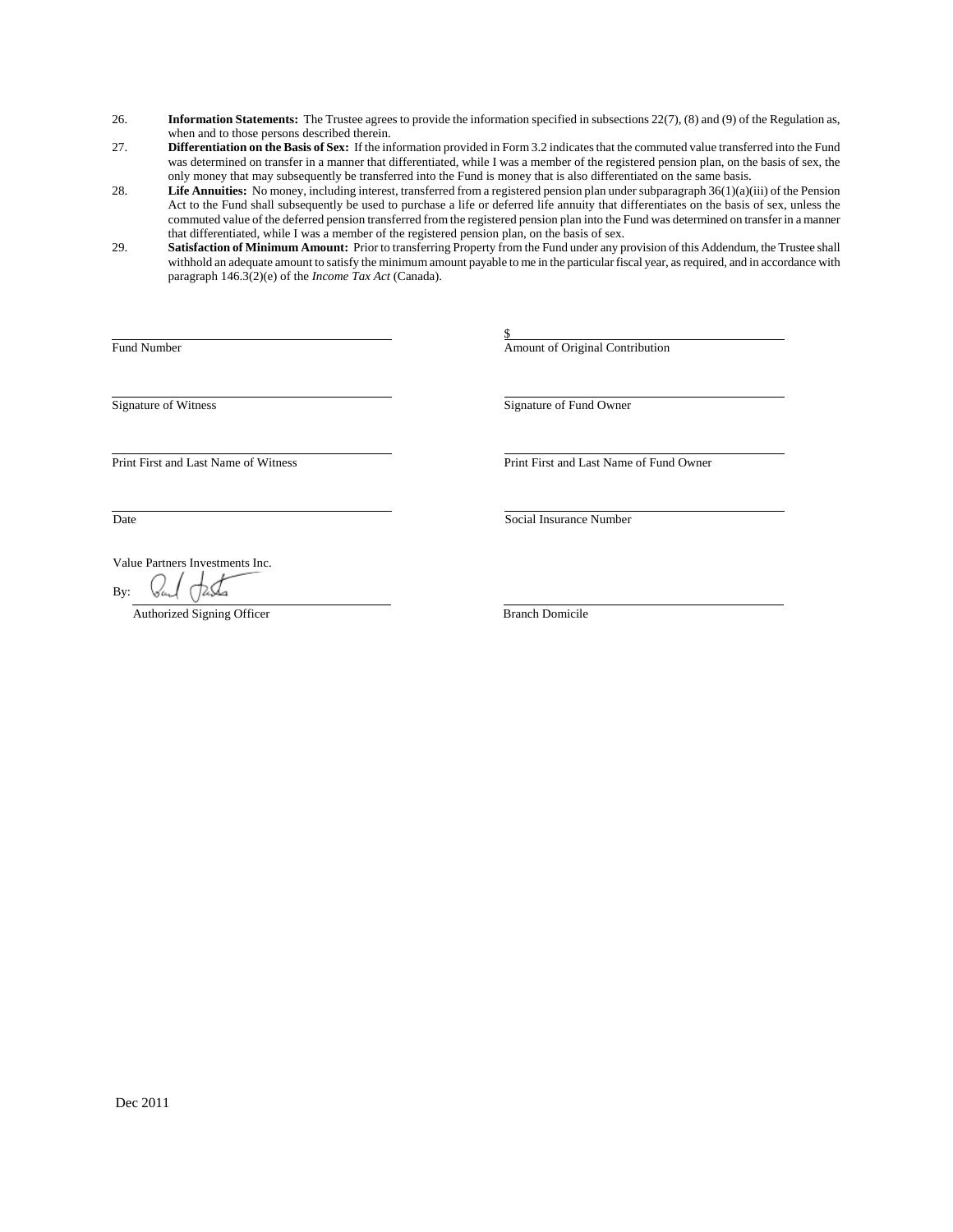26. **Information Statements:** The Trustee agrees to provide the information specified in subsections 22(7), (8) and (9) of the Regulation as, when and to those persons described therein.

27. **Differentiation on the Basis of Sex:** If the information provided in Form 3.2 indicates that the commuted value transferred into the Fund was determined on transfer in a manner that differentiated, while I was a member of the registered pension plan, on the basis of sex, the only money that may subsequently be transferred into the Fund is money that is also differentiated on the same basis.

28. **Life Annuities:** No money, including interest, transferred from a registered pension plan under subparagraph 36(1)(a)(iii) of the Pension Act to the Fund shall subsequently be used to purchase a life or deferred life annuity that differentiates on the basis of sex, unless the commuted value of the deferred pension transferred from the registered pension plan into the Fund was determined on transfer in a manner that differentiated, while I was a member of the registered pension plan, on the basis of sex.

29. **Satisfaction of Minimum Amount:** Prior to transferring Property from the Fund under any provision of this Addendum, the Trustee shall withhold an adequate amount to satisfy the minimum amount payable to me in the particular fiscal year, as required, and in accordance with paragraph 146.3(2)(e) of the *Income Tax Act* (Canada).

| | |
|---|---|
| ______________________<br>Fund Number | $_____________________<br>Amount of Original Contribution |
| ______________________<br>Signature of Witness | ______________________<br>Signature of Fund Owner |
| ______________________<br>Print First and Last Name of Witness | ______________________<br>Print First and Last Name of Fund Owner |
| ______________________<br>Date | ______________________<br>Social Insurance Number |
| Value Partners Investments Inc.<br>By: ______________________<br>Authorized Signing Officer | ______________________<br>Branch Domicile |

Dec 2011